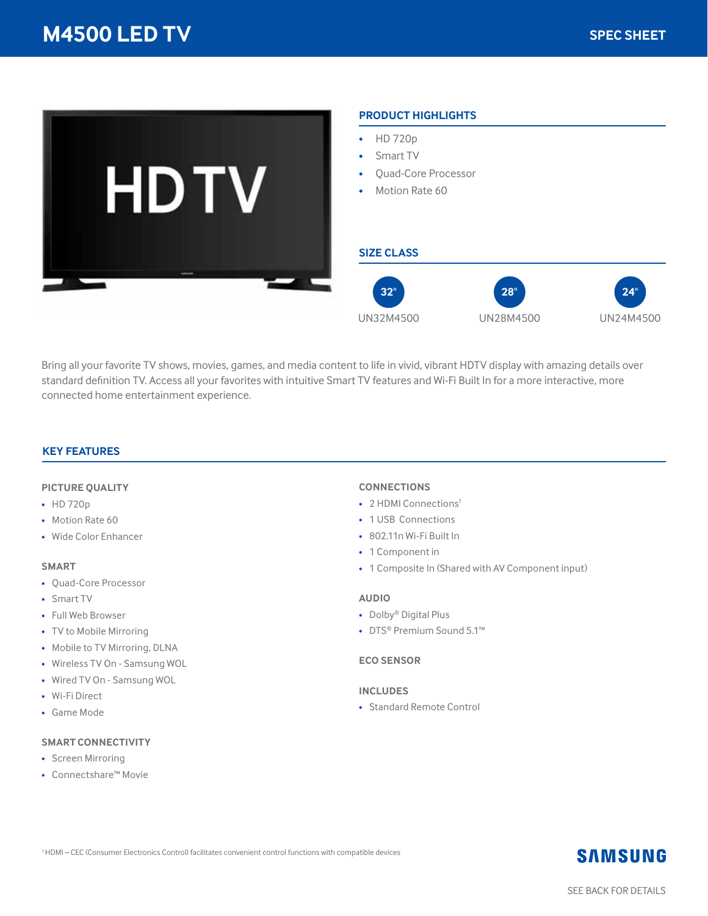# M4500 LED TV

SPEC SHEET

## PRODUCT HIGHLIGHTS

- HD 720p
- Smart TV
- Quad-Core Processor
- Motion Rate 60

## SIZE CLASS

| 32" | 28" | 24" |
|---|---|---|
| UN32M4500 | UN28M4500 | UN24M4500 |

Bring all your favorite TV shows, movies, games, and media content to life in vivid, vibrant HDTV display with amazing details over standard definition TV. Access all your favorites with intuitive Smart TV features and Wi-Fi Built In for a more interactive, more connected home entertainment experience.

## KEY FEATURES

### PICTURE QUALITY

- HD 720p
- Motion Rate 60
- Wide Color Enhancer

### SMART

- Quad-Core Processor
- Smart TV
- Full Web Browser
- TV to Mobile Mirroring
- Mobile to TV Mirroring, DLNA
- Wireless TV On - Samsung WOL
- Wired TV On - Samsung WOL
- Wi-Fi Direct
- Game Mode

### SMART CONNECTIVITY

- Screen Mirroring
- Connectshare™ Movie

### CONNECTIONS

- 2 HDMI Connections[1]
- 1 USB Connections
- 802.11n Wi-Fi Built In
- 1 Component in
- 1 Composite In (Shared with AV Component input)

### AUDIO

- Dolby® Digital Plus
- DTS® Premium Sound 5.1™

### ECO SENSOR

### INCLUDES

- Standard Remote Control

[1] HDMI – CEC (Consumer Electronics Control) facilitates convenient control functions with compatible devices

SAMSUNG

SEE BACK FOR DETAILS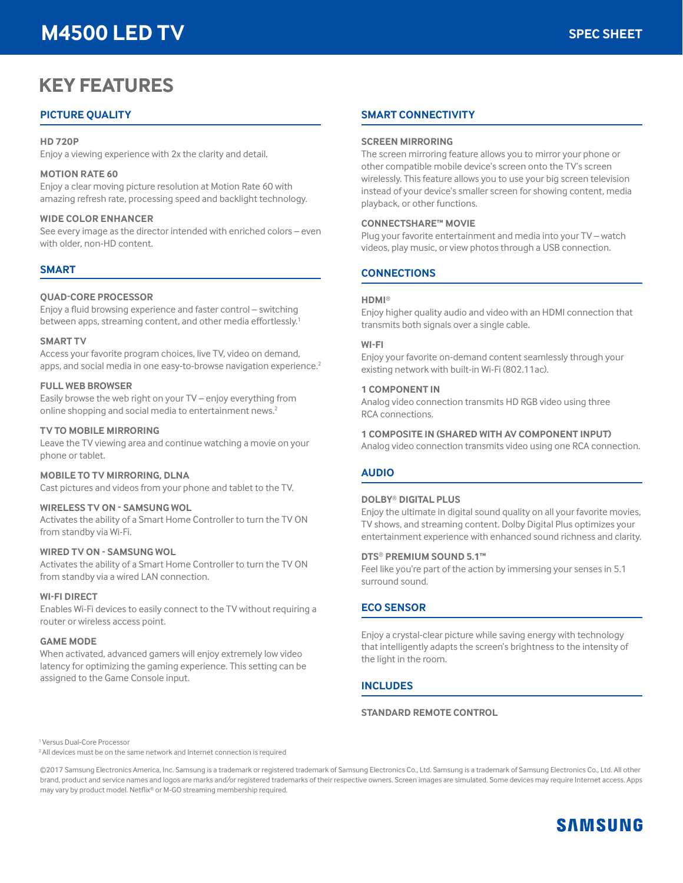# M4500 LED TV

SPEC SHEET

## KEY FEATURES

### PICTURE QUALITY

**HD 720P**
Enjoy a viewing experience with 2x the clarity and detail.

**MOTION RATE 60**
Enjoy a clear moving picture resolution at Motion Rate 60 with amazing refresh rate, processing speed and backlight technology.

**WIDE COLOR ENHANCER**
See every image as the director intended with enriched colors – even with older, non-HD content.

### SMART

**QUAD-CORE PROCESSOR**
Enjoy a fluid browsing experience and faster control – switching between apps, streaming content, and other media effortlessly.[1]

**SMART TV**
Access your favorite program choices, live TV, video on demand, apps, and social media in one easy-to-browse navigation experience.[2]

**FULL WEB BROWSER**
Easily browse the web right on your TV – enjoy everything from online shopping and social media to entertainment news.[2]

**TV TO MOBILE MIRRORING**
Leave the TV viewing area and continue watching a movie on your phone or tablet.

**MOBILE TO TV MIRRORING, DLNA**
Cast pictures and videos from your phone and tablet to the TV.

**WIRELESS TV ON - SAMSUNG WOL**
Activates the ability of a Smart Home Controller to turn the TV ON from standby via Wi-Fi.

**WIRED TV ON - SAMSUNG WOL**
Activates the ability of a Smart Home Controller to turn the TV ON from standby via a wired LAN connection.

**WI-FI DIRECT**
Enables Wi-Fi devices to easily connect to the TV without requiring a router or wireless access point.

**GAME MODE**
When activated, advanced gamers will enjoy extremely low video latency for optimizing the gaming experience. This setting can be assigned to the Game Console input.

### SMART CONNECTIVITY

**SCREEN MIRRORING**
The screen mirroring feature allows you to mirror your phone or other compatible mobile device's screen onto the TV's screen wirelessly. This feature allows you to use your big screen television instead of your device's smaller screen for showing content, media playback, or other functions.

**CONNECTSHARE™ MOVIE**
Plug your favorite entertainment and media into your TV – watch videos, play music, or view photos through a USB connection.

### CONNECTIONS

**HDMI®**
Enjoy higher quality audio and video with an HDMI connection that transmits both signals over a single cable.

**WI-FI**
Enjoy your favorite on-demand content seamlessly through your existing network with built-in Wi-Fi (802.11ac).

**1 COMPONENT IN**
Analog video connection transmits HD RGB video using three RCA connections.

**1 COMPOSITE IN (SHARED WITH AV COMPONENT INPUT)**
Analog video connection transmits video using one RCA connection.

### AUDIO

**DOLBY® DIGITAL PLUS**
Enjoy the ultimate in digital sound quality on all your favorite movies, TV shows, and streaming content. Dolby Digital Plus optimizes your entertainment experience with enhanced sound richness and clarity.

**DTS® PREMIUM SOUND 5.1™**
Feel like you're part of the action by immersing your senses in 5.1 surround sound.

### ECO SENSOR

Enjoy a crystal-clear picture while saving energy with technology that intelligently adapts the screen's brightness to the intensity of the light in the room.

### INCLUDES

**STANDARD REMOTE CONTROL**

[1] Versus Dual-Core Processor
[2] All devices must be on the same network and Internet connection is required

©2017 Samsung Electronics America, Inc. Samsung is a trademark or registered trademark of Samsung Electronics Co., Ltd. Samsung is a trademark of Samsung Electronics Co., Ltd. All other brand, product and service names and logos are marks and/or registered trademarks of their respective owners. Screen images are simulated. Some devices may require Internet access. Apps may vary by product model. Netflix® or M-GO streaming membership required.

SAMSUNG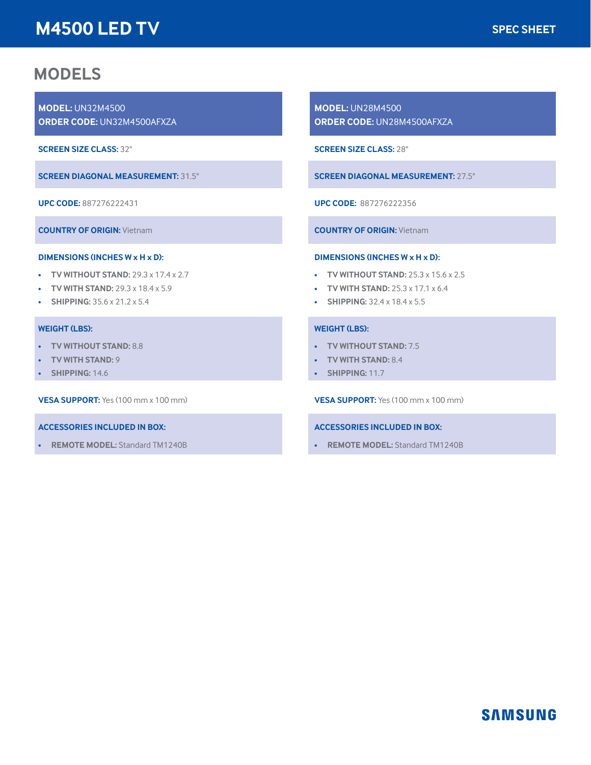# M4500 LED TV

SPEC SHEET

## MODELS

**MODEL:** UN32M4500
**ORDER CODE:** UN32M4500AFXZA

**SCREEN SIZE CLASS:** 32"

**SCREEN DIAGONAL MEASUREMENT:** 31.5"

**UPC CODE:** 887276222431

**COUNTRY OF ORIGIN:** Vietnam

**DIMENSIONS (INCHES W x H x D):**

- **TV WITHOUT STAND:** 29.3 x 17.4 x 2.7
- **TV WITH STAND:** 29.3 x 18.4 x 5.9
- **SHIPPING:** 35.6 x 21.2 x 5.4

**WEIGHT (LBS):**

- **TV WITHOUT STAND:** 8.8
- **TV WITH STAND:** 9
- **SHIPPING:** 14.6

**VESA SUPPORT:** Yes (100 mm x 100 mm)

**ACCESSORIES INCLUDED IN BOX:**

- **REMOTE MODEL:** Standard TM1240B

**MODEL:** UN28M4500
**ORDER CODE:** UN28M4500AFXZA

**SCREEN SIZE CLASS:** 28"

**SCREEN DIAGONAL MEASUREMENT:** 27.5"

**UPC CODE:** 887276222356

**COUNTRY OF ORIGIN:** Vietnam

**DIMENSIONS (INCHES W x H x D):**

- **TV WITHOUT STAND:** 25.3 x 15.6 x 2.5
- **TV WITH STAND:** 25.3 x 17.1 x 6.4
- **SHIPPING:** 32.4 x 18.4 x 5.5

**WEIGHT (LBS):**

- **TV WITHOUT STAND:** 7.5
- **TV WITH STAND:** 8.4
- **SHIPPING:** 11.7

**VESA SUPPORT:** Yes (100 mm x 100 mm)

**ACCESSORIES INCLUDED IN BOX:**

- **REMOTE MODEL:** Standard TM1240B

SAMSUNG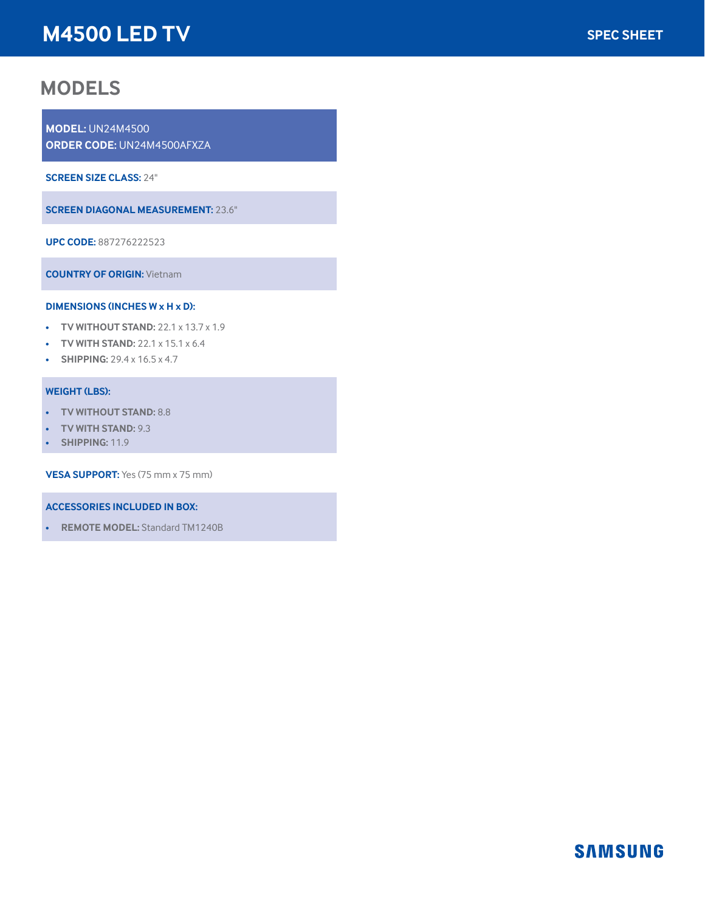# M4500 LED TV

SPEC SHEET

## MODELS

**MODEL:** UN24M4500
**ORDER CODE:** UN24M4500AFXZA

**SCREEN SIZE CLASS:** 24"

**SCREEN DIAGONAL MEASUREMENT:** 23.6"

**UPC CODE:** 887276222523

**COUNTRY OF ORIGIN:** Vietnam

**DIMENSIONS (INCHES W x H x D):**

- **TV WITHOUT STAND:** 22.1 x 13.7 x 1.9
- **TV WITH STAND:** 22.1 x 15.1 x 6.4
- **SHIPPING:** 29.4 x 16.5 x 4.7

**WEIGHT (LBS):**

- **TV WITHOUT STAND:** 8.8
- **TV WITH STAND:** 9.3
- **SHIPPING:** 11.9

**VESA SUPPORT:** Yes (75 mm x 75 mm)

**ACCESSORIES INCLUDED IN BOX:**

- **REMOTE MODEL:** Standard TM1240B

SAMSUNG